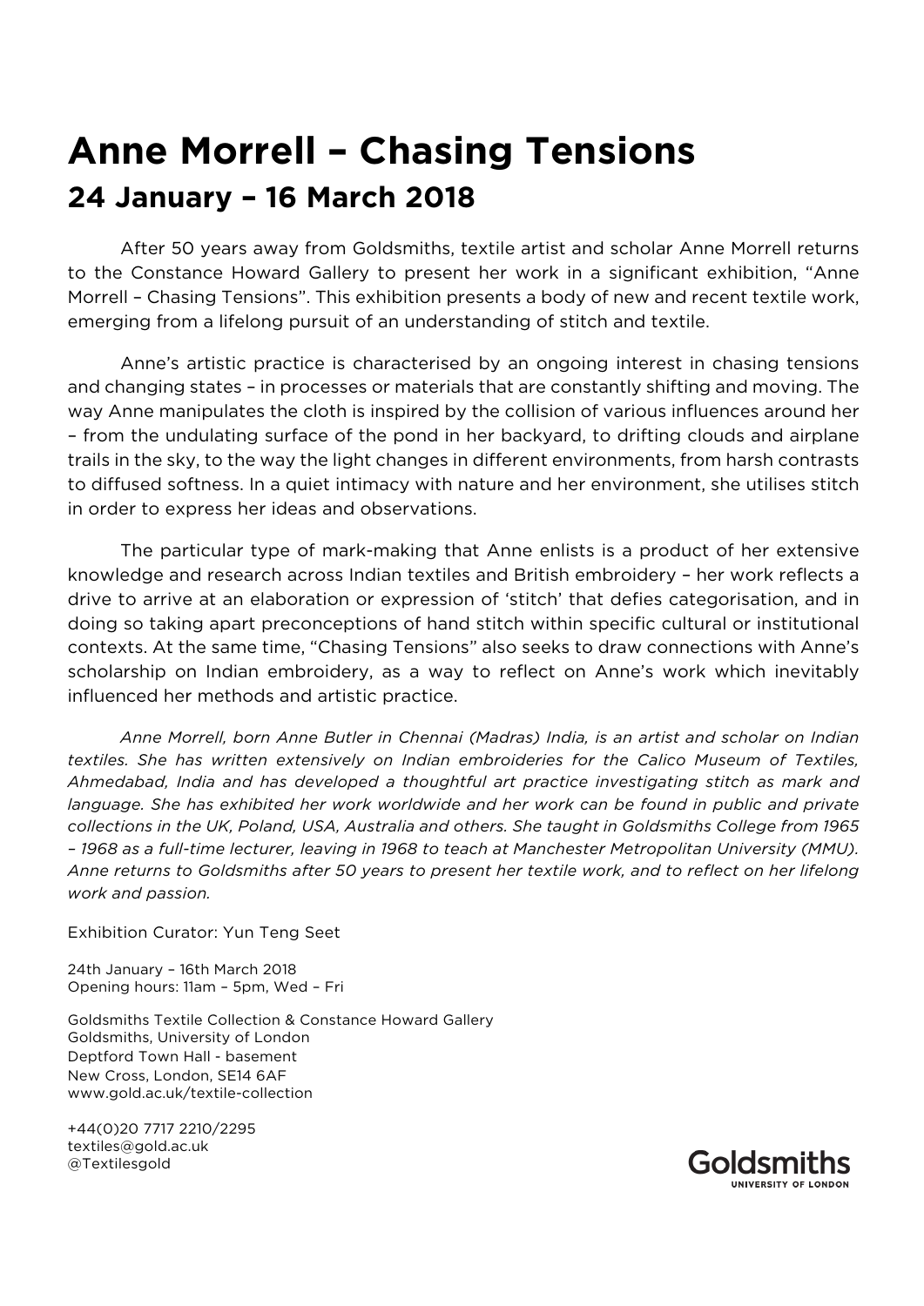# Anne Morrell – Chasing Tensions
## 24 January – 16 March 2018

After 50 years away from Goldsmiths, textile artist and scholar Anne Morrell returns to the Constance Howard Gallery to present her work in a significant exhibition, "Anne Morrell – Chasing Tensions". This exhibition presents a body of new and recent textile work, emerging from a lifelong pursuit of an understanding of stitch and textile.

Anne's artistic practice is characterised by an ongoing interest in chasing tensions and changing states – in processes or materials that are constantly shifting and moving. The way Anne manipulates the cloth is inspired by the collision of various influences around her – from the undulating surface of the pond in her backyard, to drifting clouds and airplane trails in the sky, to the way the light changes in different environments, from harsh contrasts to diffused softness. In a quiet intimacy with nature and her environment, she utilises stitch in order to express her ideas and observations.

The particular type of mark-making that Anne enlists is a product of her extensive knowledge and research across Indian textiles and British embroidery – her work reflects a drive to arrive at an elaboration or expression of 'stitch' that defies categorisation, and in doing so taking apart preconceptions of hand stitch within specific cultural or institutional contexts. At the same time, "Chasing Tensions" also seeks to draw connections with Anne's scholarship on Indian embroidery, as a way to reflect on Anne's work which inevitably influenced her methods and artistic practice.

*Anne Morrell, born Anne Butler in Chennai (Madras) India, is an artist and scholar on Indian textiles. She has written extensively on Indian embroideries for the Calico Museum of Textiles, Ahmedabad, India and has developed a thoughtful art practice investigating stitch as mark and language. She has exhibited her work worldwide and her work can be found in public and private collections in the UK, Poland, USA, Australia and others. She taught in Goldsmiths College from 1965 – 1968 as a full-time lecturer, leaving in 1968 to teach at Manchester Metropolitan University (MMU). Anne returns to Goldsmiths after 50 years to present her textile work, and to reflect on her lifelong work and passion.*

Exhibition Curator: Yun Teng Seet

24th January – 16th March 2018
Opening hours: 11am – 5pm, Wed – Fri

Goldsmiths Textile Collection & Constance Howard Gallery
Goldsmiths, University of London
Deptford Town Hall - basement
New Cross, London, SE14 6AF
www.gold.ac.uk/textile-collection

+44(0)20 7717 2210/2295
textiles@gold.ac.uk
@Textilesgold

Goldsmiths
UNIVERSITY OF LONDON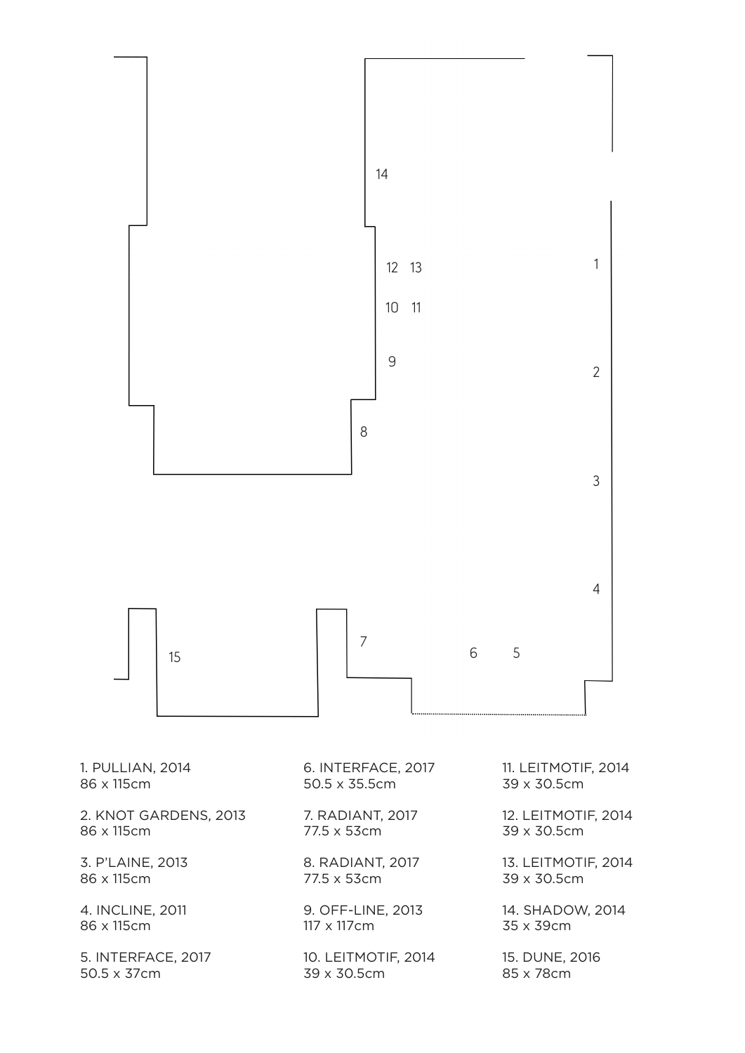1. PULLIAN, 2014
86 x 115cm

2. KNOT GARDENS, 2013
86 x 115cm

3. P'LAINE, 2013
86 x 115cm

4. INCLINE, 2011
86 x 115cm

5. INTERFACE, 2017
50.5 x 37cm

6. INTERFACE, 2017
50.5 x 35.5cm

7. RADIANT, 2017
77.5 x 53cm

8. RADIANT, 2017
77.5 x 53cm

9. OFF-LINE, 2013
117 x 117cm

10. LEITMOTIF, 2014
39 x 30.5cm

11. LEITMOTIF, 2014
39 x 30.5cm

12. LEITMOTIF, 2014
39 x 30.5cm

13. LEITMOTIF, 2014
39 x 30.5cm

14. SHADOW, 2014
35 x 39cm

15. DUNE, 2016
85 x 78cm